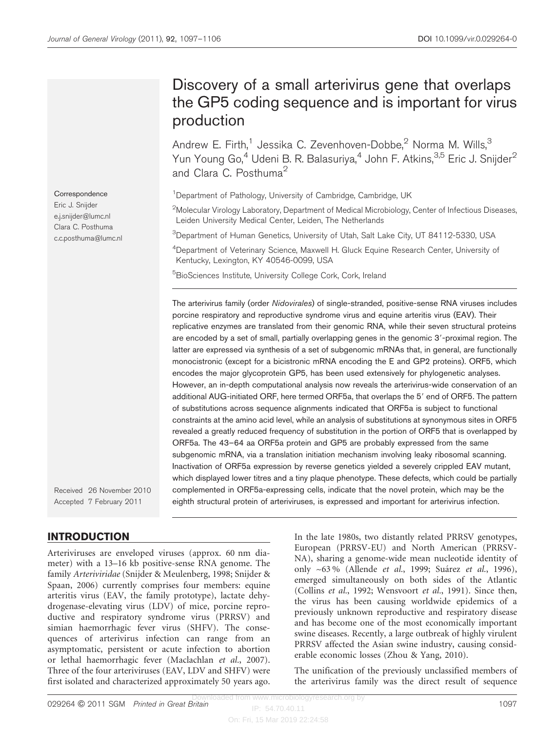# Discovery of a small arterivirus gene that overlaps the GP5 coding sequence and is important for virus production

Andrew E. Firth,[1] Jessika C. Zevenhoven-Dobbe,[2] Norma M. Wills,[3] Yun Young Go,[4] Udeni B. R. Balasuriya,[4] John F. Atkins,[3,5] Eric J. Snijder[2] and Clara C. Posthuma[2]

[1]Department of Pathology, University of Cambridge, Cambridge, UK

[2]Molecular Virology Laboratory, Department of Medical Microbiology, Center of Infectious Diseases, Leiden University Medical Center, Leiden, The Netherlands

[3]Department of Human Genetics, University of Utah, Salt Lake City, UT 84112-5330, USA

[4]Department of Veterinary Science, Maxwell H. Gluck Equine Research Center, University of Kentucky, Lexington, KY 40546-0099, USA

[5]BioSciences Institute, University College Cork, Cork, Ireland

Correspondence
Eric J. Snijder
e.j.snijder@lumc.nl
Clara C. Posthuma
c.c.posthuma@lumc.nl

Received 26 November 2010
Accepted 7 February 2011

The arterivirus family (order *Nidovirales*) of single-stranded, positive-sense RNA viruses includes porcine respiratory and reproductive syndrome virus and equine arteritis virus (EAV). Their replicative enzymes are translated from their genomic RNA, while their seven structural proteins are encoded by a set of small, partially overlapping genes in the genomic 3′-proximal region. The latter are expressed via synthesis of a set of subgenomic mRNAs that, in general, are functionally monocistronic (except for a bicistronic mRNA encoding the E and GP2 proteins). ORF5, which encodes the major glycoprotein GP5, has been used extensively for phylogenetic analyses. However, an in-depth computational analysis now reveals the arterivirus-wide conservation of an additional AUG-initiated ORF, here termed ORF5a, that overlaps the 5′ end of ORF5. The pattern of substitutions across sequence alignments indicated that ORF5a is subject to functional constraints at the amino acid level, while an analysis of substitutions at synonymous sites in ORF5 revealed a greatly reduced frequency of substitution in the portion of ORF5 that is overlapped by ORF5a. The 43–64 aa ORF5a protein and GP5 are probably expressed from the same subgenomic mRNA, via a translation initiation mechanism involving leaky ribosomal scanning. Inactivation of ORF5a expression by reverse genetics yielded a severely crippled EAV mutant, which displayed lower titres and a tiny plaque phenotype. These defects, which could be partially complemented in ORF5a-expressing cells, indicate that the novel protein, which may be the eighth structural protein of arteriviruses, is expressed and important for arterivirus infection.

## INTRODUCTION

Arteriviruses are enveloped viruses (approx. 60 nm diameter) with a 13–16 kb positive-sense RNA genome. The family *Arteriviridae* (Snijder & Meulenberg, 1998; Snijder & Spaan, 2006) currently comprises four members: equine arteritis virus (EAV, the family prototype), lactate dehydrogenase-elevating virus (LDV) of mice, porcine reproductive and respiratory syndrome virus (PRRSV) and simian haemorrhagic fever virus (SHFV). The consequences of arterivirus infection can range from an asymptomatic, persistent or acute infection to abortion or lethal haemorrhagic fever (Maclachlan *et al.*, 2007). Three of the four arteriviruses (EAV, LDV and SHFV) were first isolated and characterized approximately 50 years ago.

In the late 1980s, two distantly related PRRSV genotypes, European (PRRSV-EU) and North American (PRRSV-NA), sharing a genome-wide mean nucleotide identity of only ~63 % (Allende *et al.*, 1999; Suárez *et al.*, 1996), emerged simultaneously on both sides of the Atlantic (Collins *et al.*, 1992; Wensvoort *et al.*, 1991). Since then, the virus has been causing worldwide epidemics of a previously unknown reproductive and respiratory disease and has become one of the most economically important swine diseases. Recently, a large outbreak of highly virulent PRRSV affected the Asian swine industry, causing considerable economic losses (Zhou & Yang, 2010).

The unification of the previously unclassified members of the arterivirus family was the direct result of sequence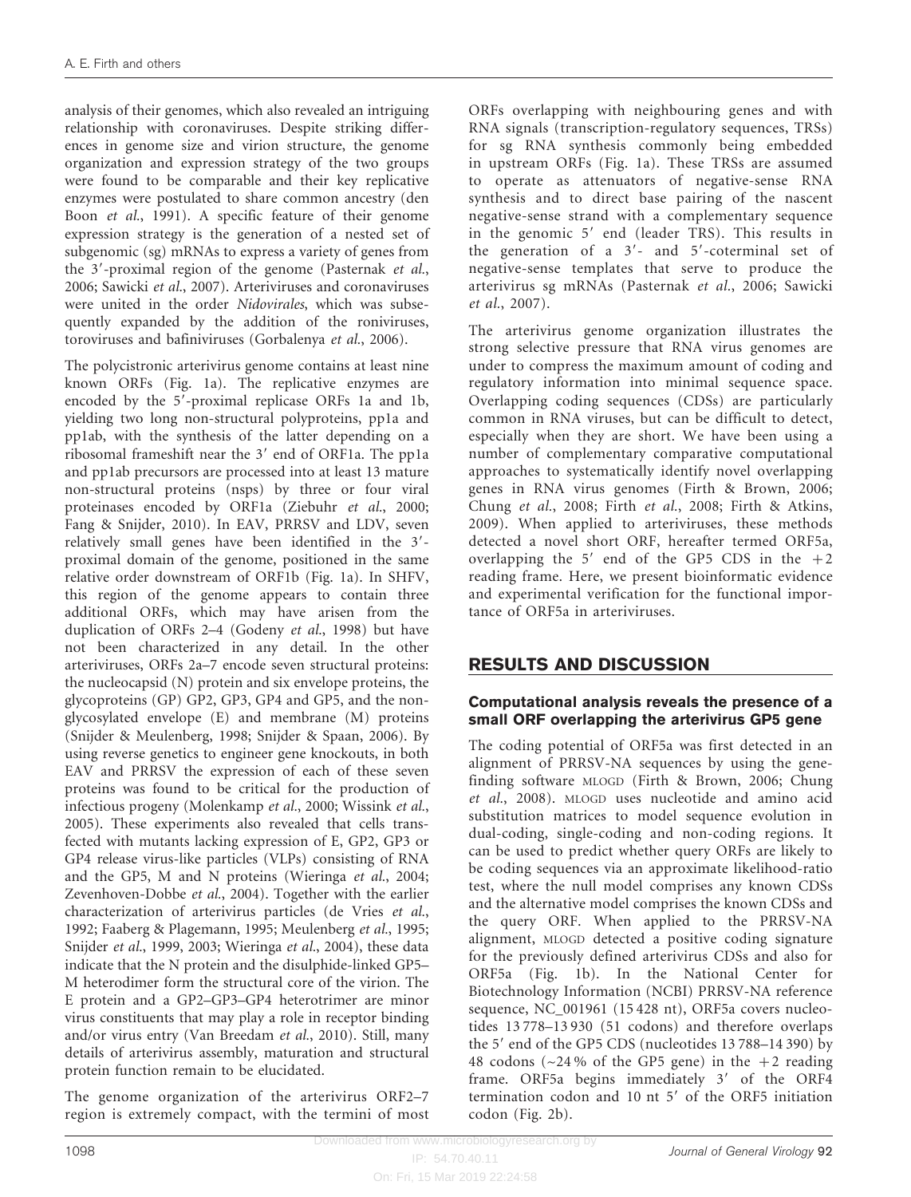analysis of their genomes, which also revealed an intriguing relationship with coronaviruses. Despite striking differences in genome size and virion structure, the genome organization and expression strategy of the two groups were found to be comparable and their key replicative enzymes were postulated to share common ancestry (den Boon *et al.*, 1991). A specific feature of their genome expression strategy is the generation of a nested set of subgenomic (sg) mRNAs to express a variety of genes from the 3′-proximal region of the genome (Pasternak *et al.*, 2006; Sawicki *et al.*, 2007). Arteriviruses and coronaviruses were united in the order *Nidovirales*, which was subsequently expanded by the addition of the roniviruses, toroviruses and bafiniviruses (Gorbalenya *et al.*, 2006).

The polycistronic arterivirus genome contains at least nine known ORFs (Fig. 1a). The replicative enzymes are encoded by the 5′-proximal replicase ORFs 1a and 1b, yielding two long non-structural polyproteins, pp1a and pp1ab, with the synthesis of the latter depending on a ribosomal frameshift near the 3′ end of ORF1a. The pp1a and pp1ab precursors are processed into at least 13 mature non-structural proteins (nsps) by three or four viral proteinases encoded by ORF1a (Ziebuhr *et al.*, 2000; Fang & Snijder, 2010). In EAV, PRRSV and LDV, seven relatively small genes have been identified in the 3′-proximal domain of the genome, positioned in the same relative order downstream of ORF1b (Fig. 1a). In SHFV, this region of the genome appears to contain three additional ORFs, which may have arisen from the duplication of ORFs 2–4 (Godeny *et al.*, 1998) but have not been characterized in any detail. In the other arteriviruses, ORFs 2a–7 encode seven structural proteins: the nucleocapsid (N) protein and six envelope proteins, the glycoproteins (GP) GP2, GP3, GP4 and GP5, and the non-glycosylated envelope (E) and membrane (M) proteins (Snijder & Meulenberg, 1998; Snijder & Spaan, 2006). By using reverse genetics to engineer gene knockouts, in both EAV and PRRSV the expression of each of these seven proteins was found to be critical for the production of infectious progeny (Molenkamp *et al.*, 2000; Wissink *et al.*, 2005). These experiments also revealed that cells transfected with mutants lacking expression of E, GP2, GP3 or GP4 release virus-like particles (VLPs) consisting of RNA and the GP5, M and N proteins (Wieringa *et al.*, 2004; Zevenhoven-Dobbe *et al.*, 2004). Together with the earlier characterization of arterivirus particles (de Vries *et al.*, 1992; Faaberg & Plagemann, 1995; Meulenberg *et al.*, 1995; Snijder *et al.*, 1999, 2003; Wieringa *et al.*, 2004), these data indicate that the N protein and the disulphide-linked GP5–M heterodimer form the structural core of the virion. The E protein and a GP2–GP3–GP4 heterotrimer are minor virus constituents that may play a role in receptor binding and/or virus entry (Van Breedam *et al.*, 2010). Still, many details of arterivirus assembly, maturation and structural protein function remain to be elucidated.

The genome organization of the arterivirus ORF2–7 region is extremely compact, with the termini of most ORFs overlapping with neighbouring genes and with RNA signals (transcription-regulatory sequences, TRSs) for sg RNA synthesis commonly being embedded in upstream ORFs (Fig. 1a). These TRSs are assumed to operate as attenuators of negative-sense RNA synthesis and to direct base pairing of the nascent negative-sense strand with a complementary sequence in the genomic 5′ end (leader TRS). This results in the generation of a 3′- and 5′-coterminal set of negative-sense templates that serve to produce the arterivirus sg mRNAs (Pasternak *et al.*, 2006; Sawicki *et al.*, 2007).

The arterivirus genome organization illustrates the strong selective pressure that RNA virus genomes are under to compress the maximum amount of coding and regulatory information into minimal sequence space. Overlapping coding sequences (CDSs) are particularly common in RNA viruses, but can be difficult to detect, especially when they are short. We have been using a number of complementary comparative computational approaches to systematically identify novel overlapping genes in RNA virus genomes (Firth & Brown, 2006; Chung *et al.*, 2008; Firth *et al.*, 2008; Firth & Atkins, 2009). When applied to arteriviruses, these methods detected a novel short ORF, hereafter termed ORF5a, overlapping the 5′ end of the GP5 CDS in the +2 reading frame. Here, we present bioinformatic evidence and experimental verification for the functional importance of ORF5a in arteriviruses.

## RESULTS AND DISCUSSION

### Computational analysis reveals the presence of a small ORF overlapping the arterivirus GP5 gene

The coding potential of ORF5a was first detected in an alignment of PRRSV-NA sequences by using the gene-finding software MLOGD (Firth & Brown, 2006; Chung *et al.*, 2008). MLOGD uses nucleotide and amino acid substitution matrices to model sequence evolution in dual-coding, single-coding and non-coding regions. It can be used to predict whether query ORFs are likely to be coding sequences via an approximate likelihood-ratio test, where the null model comprises any known CDSs and the alternative model comprises the known CDSs and the query ORF. When applied to the PRRSV-NA alignment, MLOGD detected a positive coding signature for the previously defined arterivirus CDSs and also for ORF5a (Fig. 1b). In the National Center for Biotechnology Information (NCBI) PRRSV-NA reference sequence, NC_001961 (15 428 nt), ORF5a covers nucleotides 13 778–13 930 (51 codons) and therefore overlaps the 5′ end of the GP5 CDS (nucleotides 13 788–14 390) by 48 codons (~24 % of the GP5 gene) in the +2 reading frame. ORF5a begins immediately 3′ of the ORF4 termination codon and 10 nt 5′ of the ORF5 initiation codon (Fig. 2b).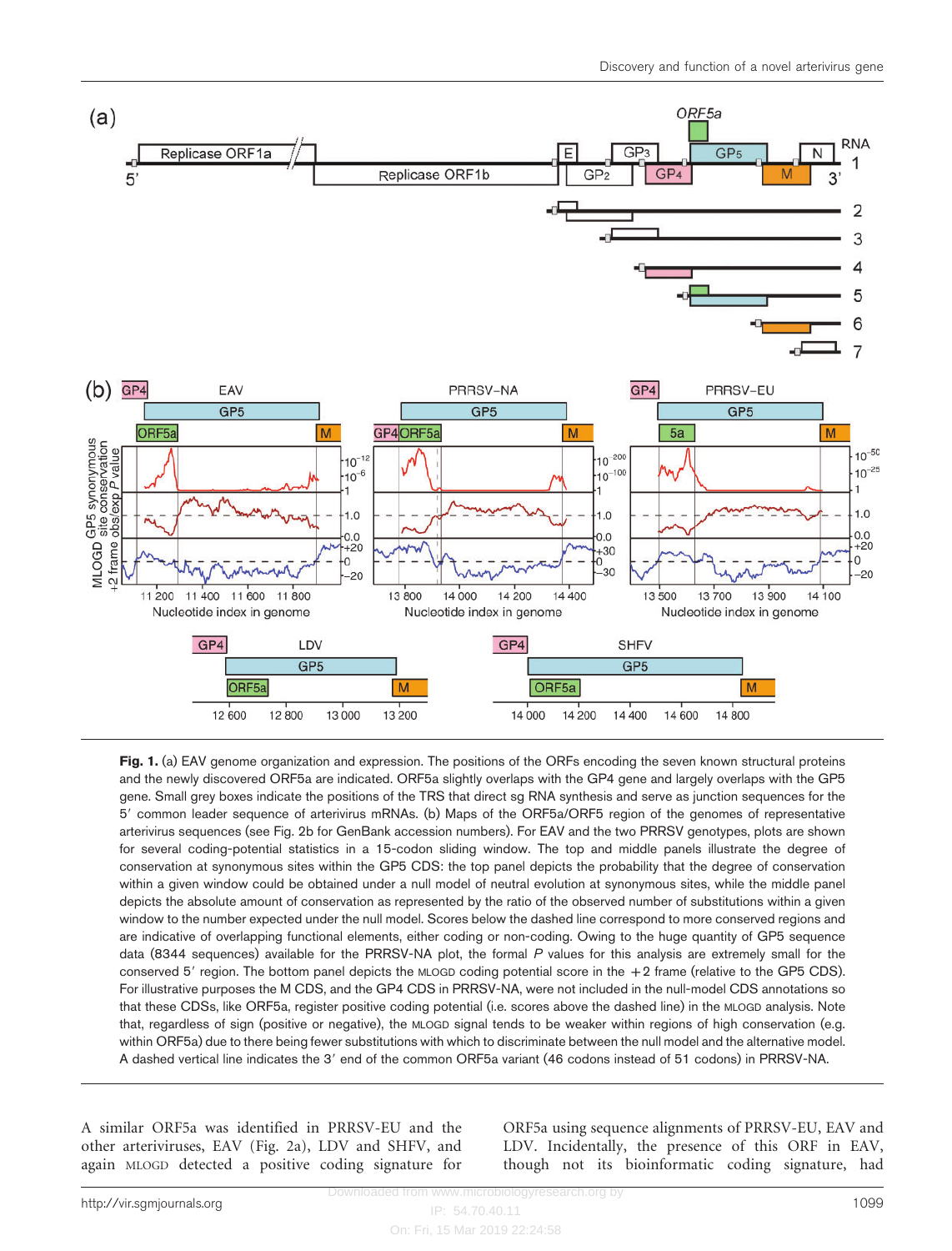**Fig. 1.** (a) EAV genome organization and expression. The positions of the ORFs encoding the seven known structural proteins and the newly discovered ORF5a are indicated. ORF5a slightly overlaps with the GP4 gene and largely overlaps with the GP5 gene. Small grey boxes indicate the positions of the TRS that direct sg RNA synthesis and serve as junction sequences for the 5′ common leader sequence of arterivirus mRNAs. (b) Maps of the ORF5a/ORF5 region of the genomes of representative arterivirus sequences (see Fig. 2b for GenBank accession numbers). For EAV and the two PRRSV genotypes, plots are shown for several coding-potential statistics in a 15-codon sliding window. The top and middle panels illustrate the degree of conservation at synonymous sites within the GP5 CDS: the top panel depicts the probability that the degree of conservation within a given window could be obtained under a null model of neutral evolution at synonymous sites, while the middle panel depicts the absolute amount of conservation as represented by the ratio of the observed number of substitutions within a given window to the number expected under the null model. Scores below the dashed line correspond to more conserved regions and are indicative of overlapping functional elements, either coding or non-coding. Owing to the huge quantity of GP5 sequence data (8344 sequences) available for the PRRSV-NA plot, the formal *P* values for this analysis are extremely small for the conserved 5′ region. The bottom panel depicts the MLOGD coding potential score in the +2 frame (relative to the GP5 CDS). For illustrative purposes the M CDS, and the GP4 CDS in PRRSV-NA, were not included in the null-model CDS annotations so that these CDSs, like ORF5a, register positive coding potential (i.e. scores above the dashed line) in the MLOGD analysis. Note that, regardless of sign (positive or negative), the MLOGD signal tends to be weaker within regions of high conservation (e.g. within ORF5a) due to there being fewer substitutions with which to discriminate between the null model and the alternative model. A dashed vertical line indicates the 3′ end of the common ORF5a variant (46 codons instead of 51 codons) in PRRSV-NA.

A similar ORF5a was identified in PRRSV-EU and the other arteriviruses, EAV (Fig. 2a), LDV and SHFV, and again MLOGD detected a positive coding signature for ORF5a using sequence alignments of PRRSV-EU, EAV and LDV. Incidentally, the presence of this ORF in EAV, though not its bioinformatic coding signature, had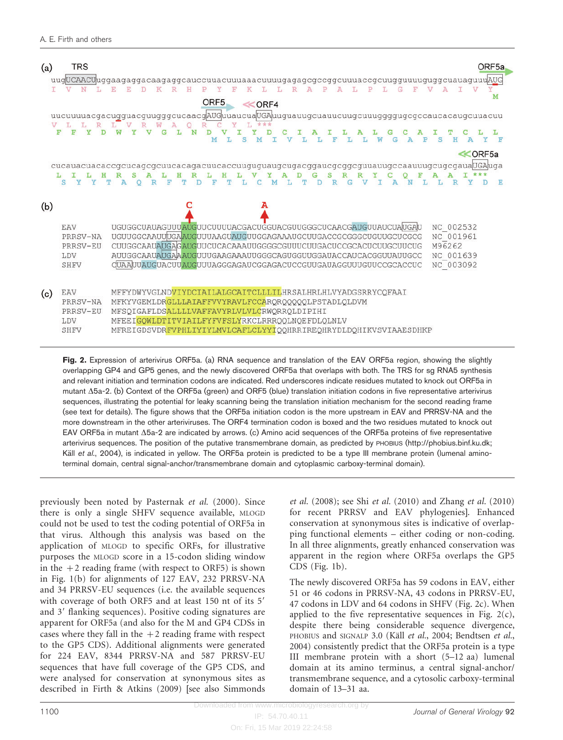(a) TRS ORF5a

```
uugUCAACUuggaagaggacaagaggcauccuuacuuuaaacuuuugagagcgccggcuuuaccgcuugguuuuguggcuauaguuuAUG
 I  V  N  L  E  E  D  K  R  H  P  Y  F  K  L  L  R  A  P  A  L  P  L  G  F  V  A  I  V  Y
                                                                                          M

                              ORF5       ORF4
uucuuuuacgacugguacguugggcucaacgAUGuuaucuaUGAuuguauugcuauucuugcuuggggugcgccaucacaugcuuacuu
 V  L  L  R  L  V  R  W  A  Q  R  C  Y  L ***
F  F  Y  D  W  Y  V  G  L  N  D  V  I  Y  D  C  I  A  I  L  A  L  G  C  A  I  T  C  L  L
                               M  L  S  M  I  V  L  L  F  L  L  W  G  A  P  S  H  A  Y  F

                                                                                   ORF5a
cucauacuacaccgcucagcgcuucacagacuucaccuuguguaugcugacggaucgcggcguuauugccaauuugcugcgauaUGAuga
 L  I  L  H  R  S  A  L  H  R  L  H  L  V  Y  A  D  G  S  R  R  Y  C  Q  F  A  A  I ***
  S  Y  Y  T  A  Q  R  F  T  D  F  T  L  C  M  L  T  D  R  G  V  I  A  N  L  L  R  Y  D  E
```

(b)

```
                          C            A
EAV        UGUGGCUAUAGUUUAUGUUCUUUUACGACUGGUACGUUGGGCUCAACGAUGUUAUCUAUGAU  NC_002532
PRRSV-NA   UGUUGGCAAUUUGAAUGUUUAAGUAUGUUGCAGAAAUGCUUGACCGCGGGCUGUUGCUCGCG  NC_001961
PRRSV-EU   CUUGGCAAUAUGAGAUGUUCUCACAAAUUGGGGCGUUUCUUGACUCCGCACUCUUGCUUCUG  M96262
LDV        AUUGGCAAUAUGAAAUGUUUGAAGAAAUUGGGCAGUGGUUGGAUACCAUCACGGUUAUUGCC  NC_001639
SHFV       CUAAUUAUGUACUUAUGUUUAGGGAGAUCGGAGACUCCGUUGAUAGGUUUGUUCCGCACCUC  NC_003092
```

(c)

```
EAV        MFFYDWYVGLNDVIYDCIAILALGCAITCLLLILHRSALHRLHLVYADGSRRYCQFAAI
PRRSV-NA   MFKYVGEMLDRGLLLAIAFFVVYRAVLFCCARQRQQQQQLPSTADLQLDVM
PRRSV-EU   MFSQIGAFLDSALLLLVAFFAVYRLVLVLCRWQRRQLDIPIHI
LDV        MFEEIGQWLDTITVIAILFYFVFSLYRKCLRRQQLNQEFDLQLNLV
SHFV       MFREIGDSVDRFVPHLIYIYLMVLCAFLCLYYIQQHRRIREQHRYDLDQHIKVSVIAAESDHKP
```

**Fig. 2.** Expression of arterivirus ORF5a. (a) RNA sequence and translation of the EAV ORF5a region, showing the slightly overlapping GP4 and GP5 genes, and the newly discovered ORF5a that overlaps with both. The TRS for sg RNA5 synthesis and relevant initiation and termination codons are indicated. Red underscores indicate residues mutated to knock out ORF5a in mutant Δ5a-2. (b) Context of the ORF5a (green) and ORF5 (blue) translation initiation codons in five representative arterivirus sequences, illustrating the potential for leaky scanning being the translation initiation mechanism for the second reading frame (see text for details). The figure shows that the ORF5a initiation codon is the more upstream in EAV and PRRSV-NA and the more downstream in the other arteriviruses. The ORF4 termination codon is boxed and the two residues mutated to knock out EAV ORF5a in mutant Δ5a-2 are indicated by arrows. (c) Amino acid sequences of the ORF5a proteins of five representative arterivirus sequences. The position of the putative transmembrane domain, as predicted by PHOBIUS (http://phobius.binf.ku.dk; Käll *et al.*, 2004), is indicated in yellow. The ORF5a protein is predicted to be a type III membrane protein (lumenal amino-terminal domain, central signal-anchor/transmembrane domain and cytoplasmic carboxy-terminal domain).

previously been noted by Pasternak *et al.* (2000). Since there is only a single SHFV sequence available, MLOGD could not be used to test the coding potential of ORF5a in that virus. Although this analysis was based on the application of MLOGD to specific ORFs, for illustrative purposes the MLOGD score in a 15-codon sliding window in the +2 reading frame (with respect to ORF5) is shown in Fig. 1(b) for alignments of 127 EAV, 232 PRRSV-NA and 34 PRRSV-EU sequences (i.e. the available sequences with coverage of both ORF5 and at least 150 nt of its 5′ and 3′ flanking sequences). Positive coding signatures are apparent for ORF5a (and also for the M and GP4 CDSs in cases where they fall in the +2 reading frame with respect to the GP5 CDS). Additional alignments were generated for 224 EAV, 8344 PRRSV-NA and 587 PRRSV-EU sequences that have full coverage of the GP5 CDS, and were analysed for conservation at synonymous sites as described in Firth & Atkins (2009) [see also Simmonds *et al.* (2008); see Shi *et al.* (2010) and Zhang *et al.* (2010) for recent PRRSV and EAV phylogenies]. Enhanced conservation at synonymous sites is indicative of overlapping functional elements – either coding or non-coding. In all three alignments, greatly enhanced conservation was apparent in the region where ORF5a overlaps the GP5 CDS (Fig. 1b).

The newly discovered ORF5a has 59 codons in EAV, either 51 or 46 codons in PRRSV-NA, 43 codons in PRRSV-EU, 47 codons in LDV and 64 codons in SHFV (Fig. 2c). When applied to the five representative sequences in Fig. 2(c), despite there being considerable sequence divergence, PHOBIUS and SIGNALP 3.0 (Käll *et al.*, 2004; Bendtsen *et al.*, 2004) consistently predict that the ORF5a protein is a type III membrane protein with a short (5–12 aa) lumenal domain at its amino terminus, a central signal-anchor/transmembrane domain, and a cytosolic carboxy-terminal domain of 13–31 aa.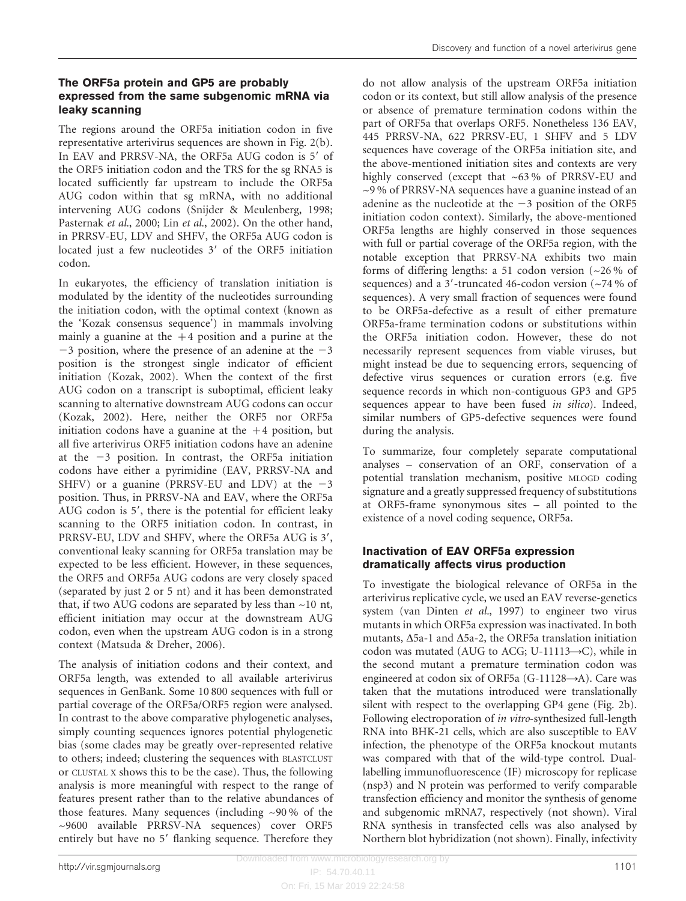### The ORF5a protein and GP5 are probably expressed from the same subgenomic mRNA via leaky scanning

The regions around the ORF5a initiation codon in five representative arterivirus sequences are shown in Fig. 2(b). In EAV and PRRSV-NA, the ORF5a AUG codon is 5′ of the ORF5 initiation codon and the TRS for the sg RNA5 is located sufficiently far upstream to include the ORF5a AUG codon within that sg mRNA, with no additional intervening AUG codons (Snijder & Meulenberg, 1998; Pasternak *et al.*, 2000; Lin *et al.*, 2002). On the other hand, in PRRSV-EU, LDV and SHFV, the ORF5a AUG codon is located just a few nucleotides 3′ of the ORF5 initiation codon.

In eukaryotes, the efficiency of translation initiation is modulated by the identity of the nucleotides surrounding the initiation codon, with the optimal context (known as the 'Kozak consensus sequence') in mammals involving mainly a guanine at the +4 position and a purine at the −3 position, where the presence of an adenine at the −3 position is the strongest single indicator of efficient initiation (Kozak, 2002). When the context of the first AUG codon on a transcript is suboptimal, efficient leaky scanning to alternative downstream AUG codons can occur (Kozak, 2002). Here, neither the ORF5 nor ORF5a initiation codons have a guanine at the +4 position, but all five arterivirus ORF5 initiation codons have an adenine at the −3 position. In contrast, the ORF5a initiation codons have either a pyrimidine (EAV, PRRSV-NA and SHFV) or a guanine (PRRSV-EU and LDV) at the −3 position. Thus, in PRRSV-NA and EAV, where the ORF5a AUG codon is 5′, there is the potential for efficient leaky scanning to the ORF5 initiation codon. In contrast, in PRRSV-EU, LDV and SHFV, where the ORF5a AUG is 3′, conventional leaky scanning for ORF5a translation may be expected to be less efficient. However, in these sequences, the ORF5 and ORF5a AUG codons are very closely spaced (separated by just 2 or 5 nt) and it has been demonstrated that, if two AUG codons are separated by less than ~10 nt, efficient initiation may occur at the downstream AUG codon, even when the upstream AUG codon is in a strong context (Matsuda & Dreher, 2006).

The analysis of initiation codons and their context, and ORF5a length, was extended to all available arterivirus sequences in GenBank. Some 10 800 sequences with full or partial coverage of the ORF5a/ORF5 region were analysed. In contrast to the above comparative phylogenetic analyses, simply counting sequences ignores potential phylogenetic bias (some clades may be greatly over-represented relative to others; indeed; clustering the sequences with BLASTCLUST or CLUSTAL X shows this to be the case). Thus, the following analysis is more meaningful with respect to the range of features present rather than to the relative abundances of those features. Many sequences (including ~90 % of the ~9600 available PRRSV-NA sequences) cover ORF5 entirely but have no 5′ flanking sequence. Therefore they do not allow analysis of the upstream ORF5a initiation codon or its context, but still allow analysis of the presence or absence of premature termination codons within the part of ORF5a that overlaps ORF5. Nonetheless 136 EAV, 445 PRRSV-NA, 622 PRRSV-EU, 1 SHFV and 5 LDV sequences have coverage of the ORF5a initiation site, and the above-mentioned initiation sites and contexts are very highly conserved (except that ~63 % of PRRSV-EU and ~9 % of PRRSV-NA sequences have a guanine instead of an adenine as the nucleotide at the −3 position of the ORF5 initiation codon context). Similarly, the above-mentioned ORF5a lengths are highly conserved in those sequences with full or partial coverage of the ORF5a region, with the notable exception that PRRSV-NA exhibits two main forms of differing lengths: a 51 codon version (~26 % of sequences) and a 3′-truncated 46-codon version (~74 % of sequences). A very small fraction of sequences were found to be ORF5a-defective as a result of either premature ORF5a-frame termination codons or substitutions within the ORF5a initiation codon. However, these do not necessarily represent sequences from viable viruses, but might instead be due to sequencing errors, sequencing of defective virus sequences or curation errors (e.g. five sequence records in which non-contiguous GP3 and GP5 sequences appear to have been fused *in silico*). Indeed, similar numbers of GP5-defective sequences were found during the analysis.

To summarize, four completely separate computational analyses – conservation of an ORF, conservation of a potential translation mechanism, positive MLOGD coding signature and a greatly suppressed frequency of substitutions at ORF5-frame synonymous sites – all pointed to the existence of a novel coding sequence, ORF5a.

### Inactivation of EAV ORF5a expression dramatically affects virus production

To investigate the biological relevance of ORF5a in the arterivirus replicative cycle, we used an EAV reverse-genetics system (van Dinten *et al.*, 1997) to engineer two virus mutants in which ORF5a expression was inactivated. In both mutants, Δ5a-1 and Δ5a-2, the ORF5a translation initiation codon was mutated (AUG to ACG; U-11113→C), while in the second mutant a premature termination codon was engineered at codon six of ORF5a (G-11128→A). Care was taken that the mutations introduced were translationally silent with respect to the overlapping GP4 gene (Fig. 2b). Following electroporation of *in vitro*-synthesized full-length RNA into BHK-21 cells, which are also susceptible to EAV infection, the phenotype of the ORF5a knockout mutants was compared with that of the wild-type control. Dual-labelling immunofluorescence (IF) microscopy for replicase (nsp3) and N protein was performed to verify comparable transfection efficiency and monitor the synthesis of genome and subgenomic mRNA7, respectively (not shown). Viral RNA synthesis in transfected cells was also analysed by Northern blot hybridization (not shown). Finally, infectivity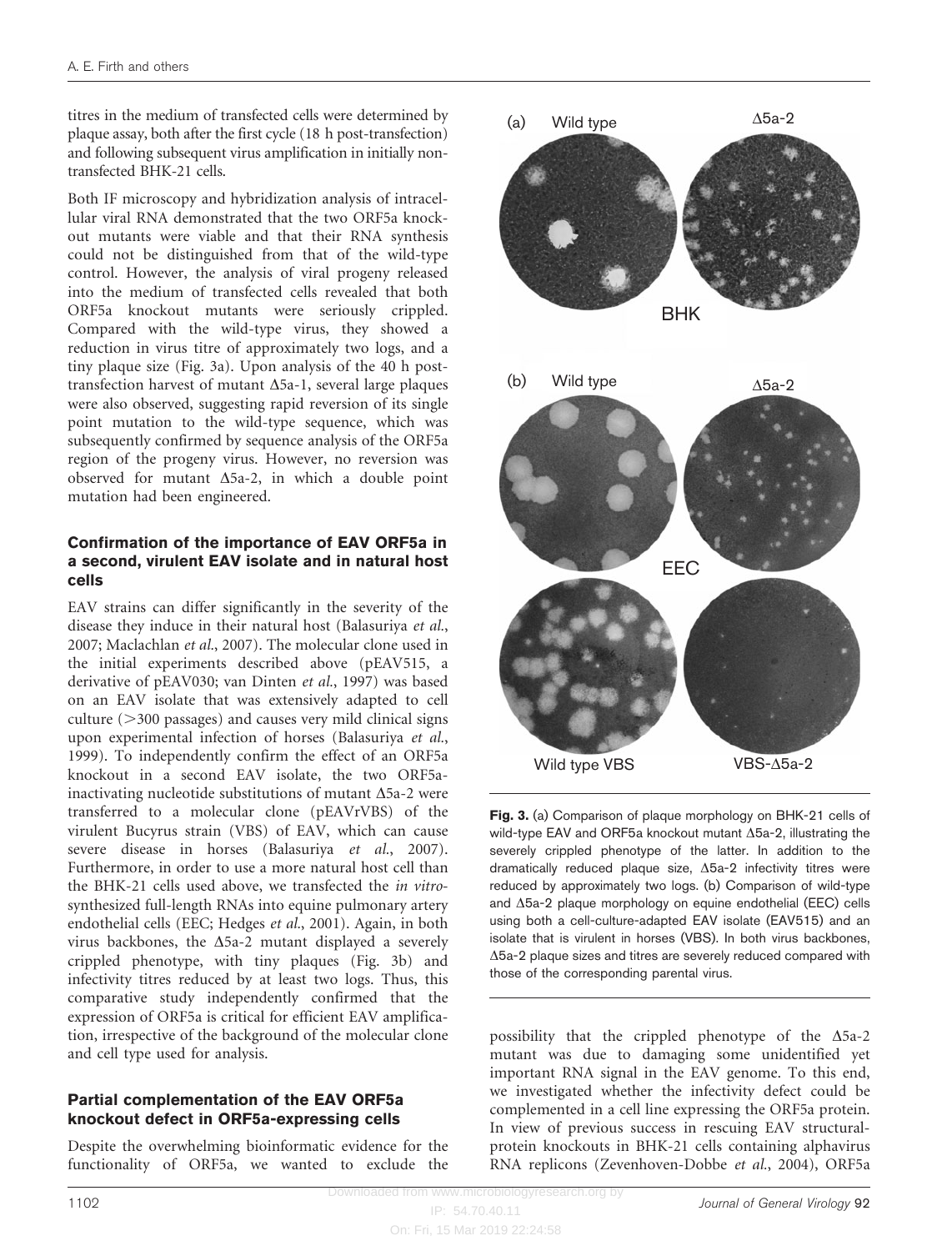titres in the medium of transfected cells were determined by plaque assay, both after the first cycle (18 h post-transfection) and following subsequent virus amplification in initially non-transfected BHK-21 cells.

Both IF microscopy and hybridization analysis of intracellular viral RNA demonstrated that the two ORF5a knockout mutants were viable and that their RNA synthesis could not be distinguished from that of the wild-type control. However, the analysis of viral progeny released into the medium of transfected cells revealed that both ORF5a knockout mutants were seriously crippled. Compared with the wild-type virus, they showed a reduction in virus titre of approximately two logs, and a tiny plaque size (Fig. 3a). Upon analysis of the 40 h post-transfection harvest of mutant Δ5a-1, several large plaques were also observed, suggesting rapid reversion of its single point mutation to the wild-type sequence, which was subsequently confirmed by sequence analysis of the ORF5a region of the progeny virus. However, no reversion was observed for mutant Δ5a-2, in which a double point mutation had been engineered.

### Confirmation of the importance of EAV ORF5a in a second, virulent EAV isolate and in natural host cells

EAV strains can differ significantly in the severity of the disease they induce in their natural host (Balasuriya *et al.*, 2007; Maclachlan *et al.*, 2007). The molecular clone used in the initial experiments described above (pEAV515, a derivative of pEAV030; van Dinten *et al.*, 1997) was based on an EAV isolate that was extensively adapted to cell culture (>300 passages) and causes very mild clinical signs upon experimental infection of horses (Balasuriya *et al.*, 1999). To independently confirm the effect of an ORF5a knockout in a second EAV isolate, the two ORF5a-inactivating nucleotide substitutions of mutant Δ5a-2 were transferred to a molecular clone (pEAVrVBS) of the virulent Bucyrus strain (VBS) of EAV, which can cause severe disease in horses (Balasuriya *et al.*, 2007). Furthermore, in order to use a more natural host cell than the BHK-21 cells used above, we transfected the *in vitro*-synthesized full-length RNAs into equine pulmonary artery endothelial cells (EEC; Hedges *et al.*, 2001). Again, in both virus backbones, the Δ5a-2 mutant displayed a severely crippled phenotype, with tiny plaques (Fig. 3b) and infectivity titres reduced by at least two logs. Thus, this comparative study independently confirmed that the expression of ORF5a is critical for efficient EAV amplification, irrespective of the background of the molecular clone and cell type used for analysis.

### Partial complementation of the EAV ORF5a knockout defect in ORF5a-expressing cells

Despite the overwhelming bioinformatic evidence for the functionality of ORF5a, we wanted to exclude the possibility that the crippled phenotype of the Δ5a-2 mutant was due to damaging some unidentified yet important RNA signal in the EAV genome. To this end, we investigated whether the infectivity defect could be complemented in a cell line expressing the ORF5a protein. In view of previous success in rescuing EAV structural-protein knockouts in BHK-21 cells containing alphavirus RNA replicons (Zevenhoven-Dobbe *et al.*, 2004), ORF5a

**Fig. 3.** (a) Comparison of plaque morphology on BHK-21 cells of wild-type EAV and ORF5a knockout mutant Δ5a-2, illustrating the severely crippled phenotype of the latter. In addition to the dramatically reduced plaque size, Δ5a-2 infectivity titres were reduced by approximately two logs. (b) Comparison of wild-type and Δ5a-2 plaque morphology on equine endothelial (EEC) cells using both a cell-culture-adapted EAV isolate (EAV515) and an isolate that is virulent in horses (VBS). In both virus backbones, Δ5a-2 plaque sizes and titres are severely reduced compared with those of the corresponding parental virus.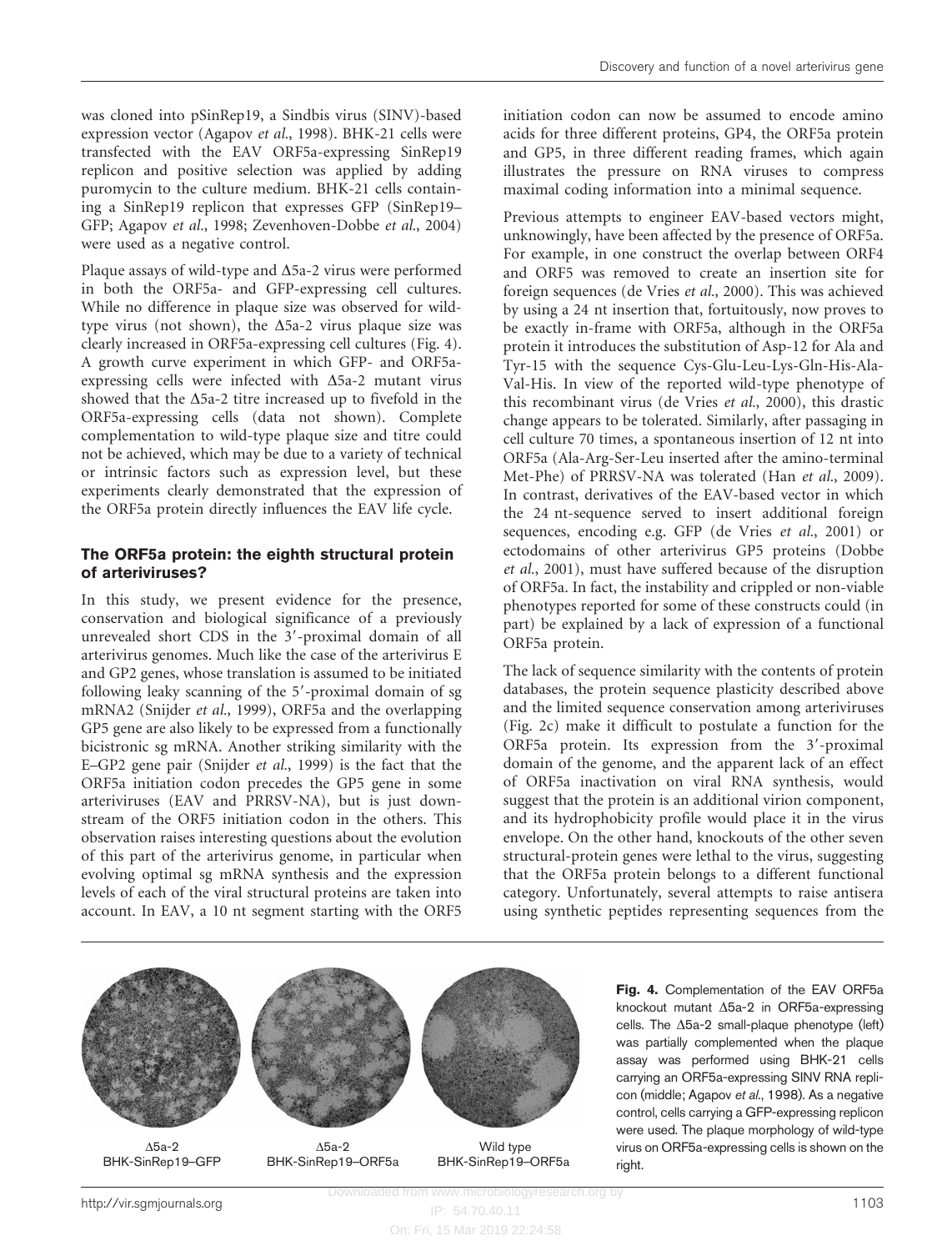was cloned into pSinRep19, a Sindbis virus (SINV)-based expression vector (Agapov *et al.*, 1998). BHK-21 cells were transfected with the EAV ORF5a-expressing SinRep19 replicon and positive selection was applied by adding puromycin to the culture medium. BHK-21 cells containing a SinRep19 replicon that expresses GFP (SinRep19–GFP; Agapov *et al.*, 1998; Zevenhoven-Dobbe *et al.*, 2004) were used as a negative control.

Plaque assays of wild-type and Δ5a-2 virus were performed in both the ORF5a- and GFP-expressing cell cultures. While no difference in plaque size was observed for wild-type virus (not shown), the Δ5a-2 virus plaque size was clearly increased in ORF5a-expressing cell cultures (Fig. 4). A growth curve experiment in which GFP- and ORF5a-expressing cells were infected with Δ5a-2 mutant virus showed that the Δ5a-2 titre increased up to fivefold in the ORF5a-expressing cells (data not shown). Complete complementation to wild-type plaque size and titre could not be achieved, which may be due to a variety of technical or intrinsic factors such as expression level, but these experiments clearly demonstrated that the expression of the ORF5a protein directly influences the EAV life cycle.

## The ORF5a protein: the eighth structural protein of arteriviruses?

In this study, we present evidence for the presence, conservation and biological significance of a previously unrevealed short CDS in the 3′-proximal domain of all arterivirus genomes. Much like the case of the arterivirus E and GP2 genes, whose translation is assumed to be initiated following leaky scanning of the 5′-proximal domain of sg mRNA2 (Snijder *et al.*, 1999), ORF5a and the overlapping GP5 gene are also likely to be expressed from a functionally bicistronic sg mRNA. Another striking similarity with the E–GP2 gene pair (Snijder *et al.*, 1999) is the fact that the ORF5a initiation codon precedes the GP5 gene in some arteriviruses (EAV and PRRSV-NA), but is just downstream of the ORF5 initiation codon in the others. This observation raises interesting questions about the evolution of this part of the arterivirus genome, in particular when evolving optimal sg mRNA synthesis and the expression levels of each of the viral structural proteins are taken into account. In EAV, a 10 nt segment starting with the ORF5 initiation codon can now be assumed to encode amino acids for three different proteins, GP4, the ORF5a protein and GP5, in three different reading frames, which again illustrates the pressure on RNA viruses to compress maximal coding information into a minimal sequence.

Previous attempts to engineer EAV-based vectors might, unknowingly, have been affected by the presence of ORF5a. For example, in one construct the overlap between ORF4 and ORF5 was removed to create an insertion site for foreign sequences (de Vries *et al.*, 2000). This was achieved by using a 24 nt insertion that, fortuitously, now proves to be exactly in-frame with ORF5a, although in the ORF5a protein it introduces the substitution of Asp-12 for Ala and Tyr-15 with the sequence Cys-Glu-Leu-Lys-Gln-His-Ala-Val-His. In view of the reported wild-type phenotype of this recombinant virus (de Vries *et al.*, 2000), this drastic change appears to be tolerated. Similarly, after passaging in cell culture 70 times, a spontaneous insertion of 12 nt into ORF5a (Ala-Arg-Ser-Leu inserted after the amino-terminal Met-Phe) of PRRSV-NA was tolerated (Han *et al.*, 2009). In contrast, derivatives of the EAV-based vector in which the 24 nt-sequence served to insert additional foreign sequences, encoding e.g. GFP (de Vries *et al.*, 2001) or ectodomains of other arterivirus GP5 proteins (Dobbe *et al.*, 2001), must have suffered because of the disruption of ORF5a. In fact, the instability and crippled or non-viable phenotypes reported for some of these constructs could (in part) be explained by a lack of expression of a functional ORF5a protein.

The lack of sequence similarity with the contents of protein databases, the protein sequence plasticity described above and the limited sequence conservation among arteriviruses (Fig. 2c) make it difficult to postulate a function for the ORF5a protein. Its expression from the 3′-proximal domain of the genome, and the apparent lack of an effect of ORF5a inactivation on viral RNA synthesis, would suggest that the protein is an additional virion component, and its hydrophobicity profile would place it in the virus envelope. On the other hand, knockouts of the other seven structural-protein genes were lethal to the virus, suggesting that the ORF5a protein belongs to a different functional category. Unfortunately, several attempts to raise antisera using synthetic peptides representing sequences from the

Δ5a-2 BHK-SinRep19–GFP | Δ5a-2 BHK-SinRep19–ORF5a | Wild type BHK-SinRep19–ORF5a

**Fig. 4.** Complementation of the EAV ORF5a knockout mutant Δ5a-2 in ORF5a-expressing cells. The Δ5a-2 small-plaque phenotype (left) was partially complemented when the plaque assay was performed using BHK-21 cells carrying an ORF5a-expressing SINV RNA replicon (middle; Agapov *et al.*, 1998). As a negative control, cells carrying a GFP-expressing replicon were used. The plaque morphology of wild-type virus on ORF5a-expressing cells is shown on the right.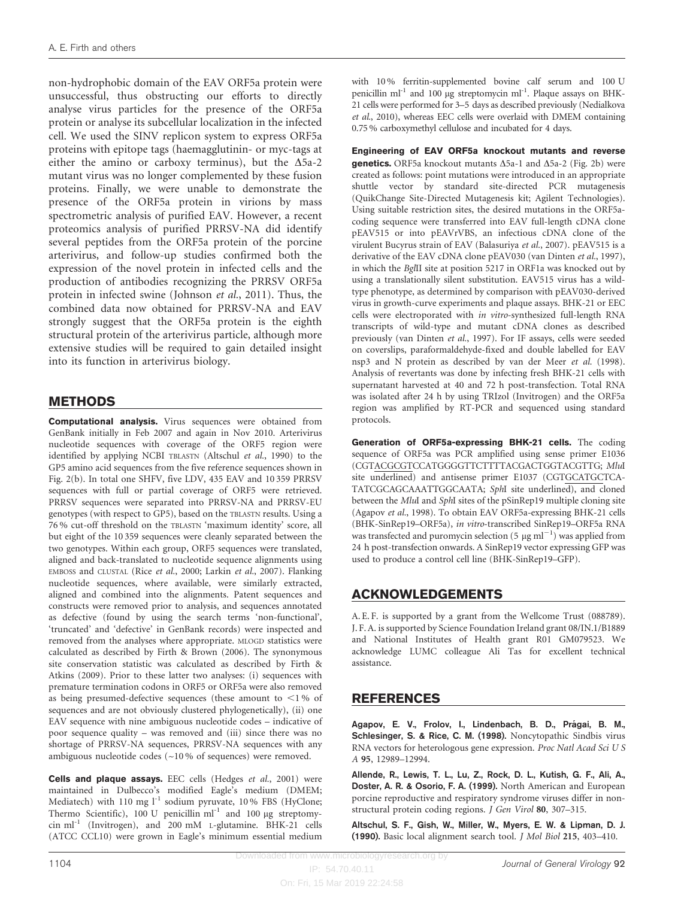non-hydrophobic domain of the EAV ORF5a protein were unsuccessful, thus obstructing our efforts to directly analyse virus particles for the presence of the ORF5a protein or analyse its subcellular localization in the infected cell. We used the SINV replicon system to express ORF5a proteins with epitope tags (haemagglutinin- or myc-tags at either the amino or carboxy terminus), but the Δ5a-2 mutant virus was no longer complemented by these fusion proteins. Finally, we were unable to demonstrate the presence of the ORF5a protein in virions by mass spectrometric analysis of purified EAV. However, a recent proteomics analysis of purified PRRSV-NA did identify several peptides from the ORF5a protein of the porcine arterivirus, and follow-up studies confirmed both the expression of the novel protein in infected cells and the production of antibodies recognizing the PRRSV ORF5a protein in infected swine (Johnson *et al.*, 2011). Thus, the combined data now obtained for PRRSV-NA and EAV strongly suggest that the ORF5a protein is the eighth structural protein of the arterivirus particle, although more extensive studies will be required to gain detailed insight into its function in arterivirus biology.

## METHODS

**Computational analysis.** Virus sequences were obtained from GenBank initially in Feb 2007 and again in Nov 2010. Arterivirus nucleotide sequences with coverage of the ORF5 region were identified by applying NCBI TBLASTN (Altschul *et al.*, 1990) to the GP5 amino acid sequences from the five reference sequences shown in Fig. 2(b). In total one SHFV, five LDV, 435 EAV and 10 359 PRRSV sequences with full or partial coverage of ORF5 were retrieved. PRRSV sequences were separated into PRRSV-NA and PRRSV-EU genotypes (with respect to GP5), based on the TBLASTN results. Using a 76 % cut-off threshold on the TBLASTN 'maximum identity' score, all but eight of the 10 359 sequences were cleanly separated between the two genotypes. Within each group, ORF5 sequences were translated, aligned and back-translated to nucleotide sequence alignments using EMBOSS and CLUSTAL (Rice *et al.*, 2000; Larkin *et al.*, 2007). Flanking nucleotide sequences, where available, were similarly extracted, aligned and combined into the alignments. Patent sequences and constructs were removed prior to analysis, and sequences annotated as defective (found by using the search terms 'non-functional', 'truncated' and 'defective' in GenBank records) were inspected and removed from the analyses where appropriate. MLOGD statistics were calculated as described by Firth & Brown (2006). The synonymous site conservation statistic was calculated as described by Firth & Atkins (2009). Prior to these latter two analyses: (i) sequences with premature termination codons in ORF5 or ORF5a were also removed as being presumed-defective sequences (these amount to <1 % of sequences and are not obviously clustered phylogenetically), (ii) one EAV sequence with nine ambiguous nucleotide codes – indicative of poor sequence quality – was removed and (iii) since there was no shortage of PRRSV-NA sequences, PRRSV-NA sequences with any ambiguous nucleotide codes (~10 % of sequences) were removed.

**Cells and plaque assays.** EEC cells (Hedges *et al.*, 2001) were maintained in Dulbecco's modified Eagle's medium (DMEM; Mediatech) with 110 mg $l^{-1}$ sodium pyruvate, 10 % FBS (HyClone; Thermo Scientific), 100 U penicillin $ml^{-1}$ and 100 μg streptomycin $ml^{-1}$ (Invitrogen), and 200 mM L-glutamine. BHK-21 cells (ATCC CCL10) were grown in Eagle's minimum essential medium with 10 % ferritin-supplemented bovine calf serum and 100 U penicillin $ml^{-1}$ and 100 μg streptomycin $ml^{-1}$. Plaque assays on BHK-21 cells were performed for 3–5 days as described previously (Nedialkova *et al.*, 2010), whereas EEC cells were overlaid with DMEM containing 0.75 % carboxymethyl cellulose and incubated for 4 days.

**Engineering of EAV ORF5a knockout mutants and reverse genetics.** ORF5a knockout mutants Δ5a-1 and Δ5a-2 (Fig. 2b) were created as follows: point mutations were introduced in an appropriate shuttle vector by standard site-directed PCR mutagenesis (QuikChange Site-Directed Mutagenesis kit; Agilent Technologies). Using suitable restriction sites, the desired mutations in the ORF5a-coding sequence were transferred into EAV full-length cDNA clone pEAV515 or into pEAVrVBS, an infectious cDNA clone of the virulent Bucyrus strain of EAV (Balasuriya *et al.*, 2007). pEAV515 is a derivative of the EAV cDNA clone pEAV030 (van Dinten *et al.*, 1997), in which the *Bgl*II site at position 5217 in ORF1a was knocked out by using a translationally silent substitution. EAV515 virus has a wild-type phenotype, as determined by comparison with pEAV030-derived virus in growth-curve experiments and plaque assays. BHK-21 or EEC cells were electroporated with *in vitro*-synthesized full-length RNA transcripts of wild-type and mutant cDNA clones as described previously (van Dinten *et al.*, 1997). For IF assays, cells were seeded on coverslips, paraformaldehyde-fixed and double labelled for EAV nsp3 and N protein as described by van der Meer *et al.* (1998). Analysis of revertants was done by infecting fresh BHK-21 cells with supernatant harvested at 40 and 72 h post-transfection. Total RNA was isolated after 24 h by using TRIzol (Invitrogen) and the ORF5a region was amplified by RT-PCR and sequenced using standard protocols.

**Generation of ORF5a-expressing BHK-21 cells.** The coding sequence of ORF5a was PCR amplified using sense primer E1036 (CGTACGCGTCCATGGGGTTCTTTTACGACTGGTACGTTG; *Mlu*I site underlined) and antisense primer E1037 (CGTGCATGCTCA-TATCGCAGCAAATTGGCAATA; *Sph*I site underlined), and cloned between the *Mlu*I and *Sph*I sites of the pSinRep19 multiple cloning site (Agapov *et al.*, 1998). To obtain EAV ORF5a-expressing BHK-21 cells (BHK-SinRep19–ORF5a), *in vitro*-transcribed SinRep19–ORF5a RNA was transfected and puromycin selection (5 μg $ml^{-1}$) was applied from 24 h post-transfection onwards. A SinRep19 vector expressing GFP was used to produce a control cell line (BHK-SinRep19–GFP).

## ACKNOWLEDGEMENTS

A. E. F. is supported by a grant from the Wellcome Trust (088789). J. F. A. is supported by Science Foundation Ireland grant 08/IN.1/B1889 and National Institutes of Health grant R01 GM079523. We acknowledge LUMC colleague Ali Tas for excellent technical assistance.

## REFERENCES

**Agapov, E. V., Frolov, I., Lindenbach, B. D., Prágai, B. M., Schlesinger, S. & Rice, C. M. (1998).** Noncytopathic Sindbis virus RNA vectors for heterologous gene expression. *Proc Natl Acad Sci U S A* **95**, 12989–12994.

**Allende, R., Lewis, T. L., Lu, Z., Rock, D. L., Kutish, G. F., Ali, A., Doster, A. R. & Osorio, F. A. (1999).** North American and European porcine reproductive and respiratory syndrome viruses differ in non-structural protein coding regions. *J Gen Virol* **80**, 307–315.

**Altschul, S. F., Gish, W., Miller, W., Myers, E. W. & Lipman, D. J. (1990).** Basic local alignment search tool. *J Mol Biol* **215**, 403–410.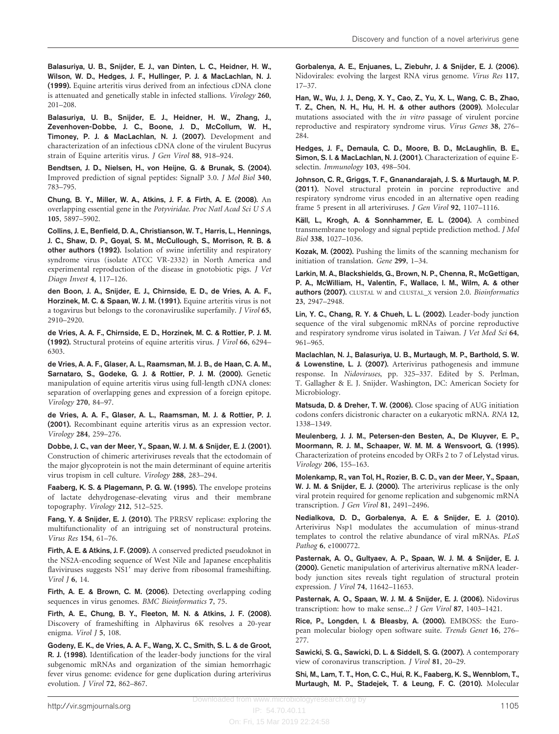**Balasuriya, U. B., Snijder, E. J., van Dinten, L. C., Heidner, H. W., Wilson, W. D., Hedges, J. F., Hullinger, P. J. & MacLachlan, N. J. (1999).** Equine arteritis virus derived from an infectious cDNA clone is attenuated and genetically stable in infected stallions. *Virology* **260**, 201–208.

**Balasuriya, U. B., Snijder, E. J., Heidner, H. W., Zhang, J., Zevenhoven-Dobbe, J. C., Boone, J. D., McCollum, W. H., Timoney, P. J. & MacLachlan, N. J. (2007).** Development and characterization of an infectious cDNA clone of the virulent Bucyrus strain of Equine arteritis virus. *J Gen Virol* **88**, 918–924.

**Bendtsen, J. D., Nielsen, H., von Heijne, G. & Brunak, S. (2004).** Improved prediction of signal peptides: SignalP 3.0. *J Mol Biol* **340**, 783–795.

**Chung, B. Y., Miller, W. A., Atkins, J. F. & Firth, A. E. (2008).** An overlapping essential gene in the *Potyviridae*. *Proc Natl Acad Sci U S A* **105**, 5897–5902.

**Collins, J. E., Benfield, D. A., Christianson, W. T., Harris, L., Hennings, J. C., Shaw, D. P., Goyal, S. M., McCullough, S., Morrison, R. B. & other authors (1992).** Isolation of swine infertility and respiratory syndrome virus (isolate ATCC VR-2332) in North America and experimental reproduction of the disease in gnotobiotic pigs. *J Vet Diagn Invest* **4**, 117–126.

**den Boon, J. A., Snijder, E. J., Chirnside, E. D., de Vries, A. A. F., Horzinek, M. C. & Spaan, W. J. M. (1991).** Equine arteritis virus is not a togavirus but belongs to the coronaviruslike superfamily. *J Virol* **65**, 2910–2920.

**de Vries, A. A. F., Chirnside, E. D., Horzinek, M. C. & Rottier, P. J. M. (1992).** Structural proteins of equine arteritis virus. *J Virol* **66**, 6294–6303.

**de Vries, A. A. F., Glaser, A. L., Raamsman, M. J. B., de Haan, C. A. M., Sarnataro, S., Godeke, G. J. & Rottier, P. J. M. (2000).** Genetic manipulation of equine arteritis virus using full-length cDNA clones: separation of overlapping genes and expression of a foreign epitope. *Virology* **270**, 84–97.

**de Vries, A. A. F., Glaser, A. L., Raamsman, M. J. & Rottier, P. J. (2001).** Recombinant equine arteritis virus as an expression vector. *Virology* **284**, 259–276.

**Dobbe, J. C., van der Meer, Y., Spaan, W. J. M. & Snijder, E. J. (2001).** Construction of chimeric arteriviruses reveals that the ectodomain of the major glycoprotein is not the main determinant of equine arteritis virus tropism in cell culture. *Virology* **288**, 283–294.

**Faaberg, K. S. & Plagemann, P. G. W. (1995).** The envelope proteins of lactate dehydrogenase-elevating virus and their membrane topography. *Virology* **212**, 512–525.

**Fang, Y. & Snijder, E. J. (2010).** The PRRSV replicase: exploring the multifunctionality of an intriguing set of nonstructural proteins. *Virus Res* **154**, 61–76.

**Firth, A. E. & Atkins, J. F. (2009).** A conserved predicted pseudoknot in the NS2A-encoding sequence of West Nile and Japanese encephalitis flaviviruses suggests NS1′ may derive from ribosomal frameshifting. *Virol J* **6**, 14.

**Firth, A. E. & Brown, C. M. (2006).** Detecting overlapping coding sequences in virus genomes. *BMC Bioinformatics* **7**, 75.

**Firth, A. E., Chung, B. Y., Fleeton, M. N. & Atkins, J. F. (2008).** Discovery of frameshifting in Alphavirus 6K resolves a 20-year enigma. *Virol J* **5**, 108.

**Godeny, E. K., de Vries, A. A. F., Wang, X. C., Smith, S. L. & de Groot, R. J. (1998).** Identification of the leader-body junctions for the viral subgenomic mRNAs and organization of the simian hemorrhagic fever virus genome: evidence for gene duplication during arterivirus evolution. *J Virol* **72**, 862–867.

**Gorbalenya, A. E., Enjuanes, L., Ziebuhr, J. & Snijder, E. J. (2006).** Nidovirales: evolving the largest RNA virus genome. *Virus Res* **117**, 17–37.

**Han, W., Wu, J. J., Deng, X. Y., Cao, Z., Yu, X. L., Wang, C. B., Zhao, T. Z., Chen, N. H., Hu, H. H. & other authors (2009).** Molecular mutations associated with the *in vitro* passage of virulent porcine reproductive and respiratory syndrome virus. *Virus Genes* **38**, 276–284.

**Hedges, J. F., Demaula, C. D., Moore, B. D., McLaughlin, B. E., Simon, S. I. & MacLachlan, N. J. (2001).** Characterization of equine E-selectin. *Immunology* **103**, 498–504.

**Johnson, C. R., Griggs, T. F., Gnanandarajah, J. S. & Murtaugh, M. P. (2011).** Novel structural protein in porcine reproductive and respiratory syndrome virus encoded in an alternative open reading frame 5 present in all arteriviruses. *J Gen Virol* **92**, 1107–1116.

**Käll, L., Krogh, A. & Sonnhammer, E. L. (2004).** A combined transmembrane topology and signal peptide prediction method. *J Mol Biol* **338**, 1027–1036.

**Kozak, M. (2002).** Pushing the limits of the scanning mechanism for initiation of translation. *Gene* **299**, 1–34.

**Larkin, M. A., Blackshields, G., Brown, N. P., Chenna, R., McGettigan, P. A., McWilliam, H., Valentin, F., Wallace, I. M., Wilm, A. & other authors (2007).** CLUSTAL W and CLUSTAL_X version 2.0. *Bioinformatics* **23**, 2947–2948.

**Lin, Y. C., Chang, R. Y. & Chueh, L. L. (2002).** Leader-body junction sequence of the viral subgenomic mRNAs of porcine reproductive and respiratory syndrome virus isolated in Taiwan. *J Vet Med Sci* **64**, 961–965.

**Maclachlan, N. J., Balasuriya, U. B., Murtaugh, M. P., Barthold, S. W. & Lowenstine, L. J. (2007).** Arterivirus pathogenesis and immune response. In *Nidoviruses*, pp. 325–337. Edited by S. Perlman, T. Gallagher & E. J. Snijder. Washington, DC: American Society for Microbiology.

**Matsuda, D. & Dreher, T. W. (2006).** Close spacing of AUG initiation codons confers dicistronic character on a eukaryotic mRNA. *RNA* **12**, 1338–1349.

**Meulenberg, J. J. M., Petersen-den Besten, A., De Kluyver, E. P., Moormann, R. J. M., Schaaper, W. M. M. & Wensvoort, G. (1995).** Characterization of proteins encoded by ORFs 2 to 7 of Lelystad virus. *Virology* **206**, 155–163.

**Molenkamp, R., van Tol, H., Rozier, B. C. D., van der Meer, Y., Spaan, W. J. M. & Snijder, E. J. (2000).** The arterivirus replicase is the only viral protein required for genome replication and subgenomic mRNA transcription. *J Gen Virol* **81**, 2491–2496.

**Nedialkova, D. D., Gorbalenya, A. E. & Snijder, E. J. (2010).** Arterivirus Nsp1 modulates the accumulation of minus-strand templates to control the relative abundance of viral mRNAs. *PLoS Pathog* **6**, e1000772.

**Pasternak, A. O., Gultyaev, A. P., Spaan, W. J. M. & Snijder, E. J. (2000).** Genetic manipulation of arterivirus alternative mRNA leader-body junction sites reveals tight regulation of structural protein expression. *J Virol* **74**, 11642–11653.

**Pasternak, A. O., Spaan, W. J. M. & Snijder, E. J. (2006).** Nidovirus transcription: how to make sense...? *J Gen Virol* **87**, 1403–1421.

**Rice, P., Longden, I. & Bleasby, A. (2000).** EMBOSS: the European molecular biology open software suite. *Trends Genet* **16**, 276–277.

**Sawicki, S. G., Sawicki, D. L. & Siddell, S. G. (2007).** A contemporary view of coronavirus transcription. *J Virol* **81**, 20–29.

**Shi, M., Lam, T. T., Hon, C. C., Hui, R. K., Faaberg, K. S., Wennblom, T., Murtaugh, M. P., Stadejek, T. & Leung, F. C. (2010).** Molecular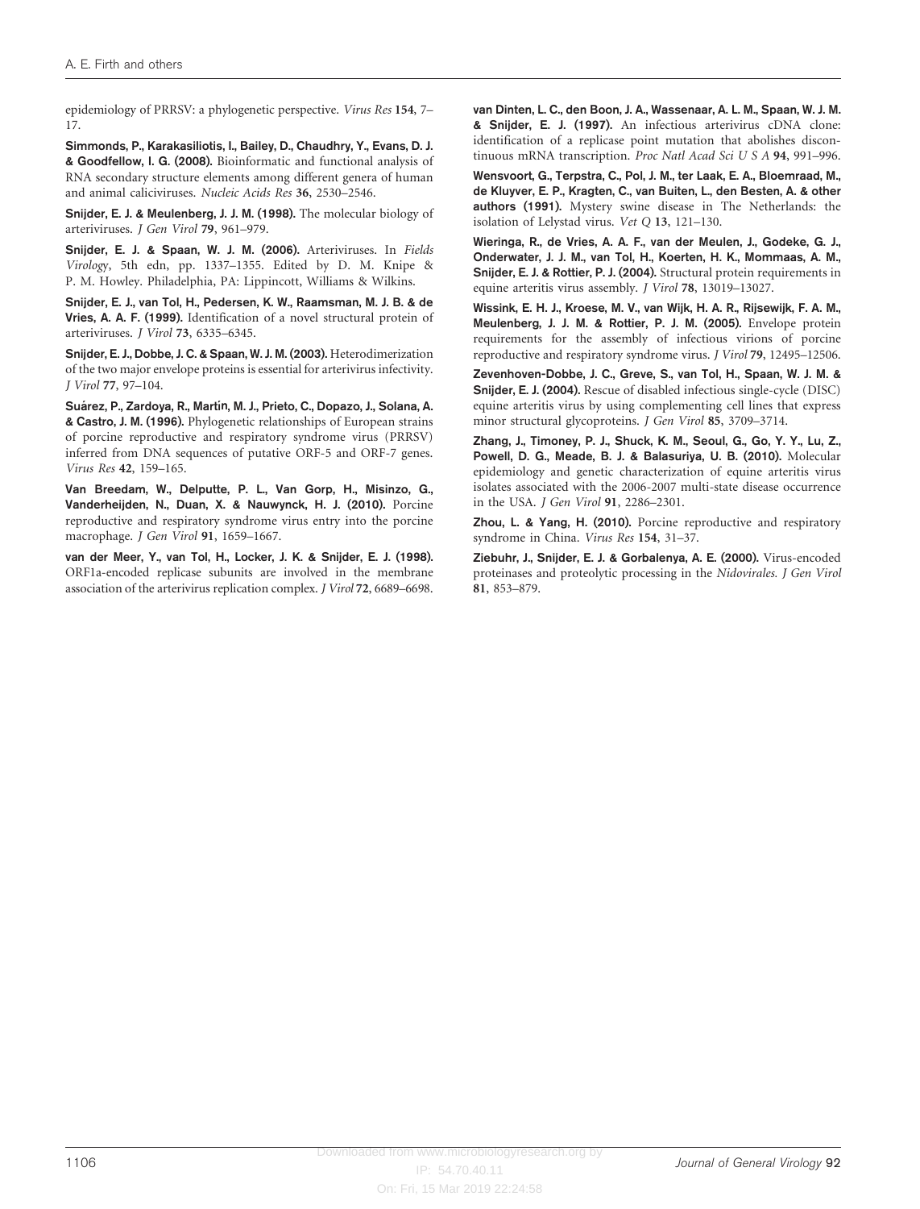epidemiology of PRRSV: a phylogenetic perspective. *Virus Res* **154**, 7–17.

**Simmonds, P., Karakasiliotis, I., Bailey, D., Chaudhry, Y., Evans, D. J. & Goodfellow, I. G. (2008).** Bioinformatic and functional analysis of RNA secondary structure elements among different genera of human and animal caliciviruses. *Nucleic Acids Res* **36**, 2530–2546.

**Snijder, E. J. & Meulenberg, J. J. M. (1998).** The molecular biology of arteriviruses. *J Gen Virol* **79**, 961–979.

**Snijder, E. J. & Spaan, W. J. M. (2006).** Arteriviruses. In *Fields Virology*, 5th edn, pp. 1337–1355. Edited by D. M. Knipe & P. M. Howley. Philadelphia, PA: Lippincott, Williams & Wilkins.

**Snijder, E. J., van Tol, H., Pedersen, K. W., Raamsman, M. J. B. & de Vries, A. A. F. (1999).** Identification of a novel structural protein of arteriviruses. *J Virol* **73**, 6335–6345.

**Snijder, E. J., Dobbe, J. C. & Spaan, W. J. M. (2003).** Heterodimerization of the two major envelope proteins is essential for arterivirus infectivity. *J Virol* **77**, 97–104.

**Suárez, P., Zardoya, R., Martín, M. J., Prieto, C., Dopazo, J., Solana, A. & Castro, J. M. (1996).** Phylogenetic relationships of European strains of porcine reproductive and respiratory syndrome virus (PRRSV) inferred from DNA sequences of putative ORF-5 and ORF-7 genes. *Virus Res* **42**, 159–165.

**Van Breedam, W., Delputte, P. L., Van Gorp, H., Misinzo, G., Vanderheijden, N., Duan, X. & Nauwynck, H. J. (2010).** Porcine reproductive and respiratory syndrome virus entry into the porcine macrophage. *J Gen Virol* **91**, 1659–1667.

**van der Meer, Y., van Tol, H., Locker, J. K. & Snijder, E. J. (1998).** ORF1a-encoded replicase subunits are involved in the membrane association of the arterivirus replication complex. *J Virol* **72**, 6689–6698.

**van Dinten, L. C., den Boon, J. A., Wassenaar, A. L. M., Spaan, W. J. M. & Snijder, E. J. (1997).** An infectious arterivirus cDNA clone: identification of a replicase point mutation that abolishes discontinuous mRNA transcription. *Proc Natl Acad Sci U S A* **94**, 991–996.

**Wensvoort, G., Terpstra, C., Pol, J. M., ter Laak, E. A., Bloemraad, M., de Kluyver, E. P., Kragten, C., van Buiten, L., den Besten, A. & other authors (1991).** Mystery swine disease in The Netherlands: the isolation of Lelystad virus. *Vet Q* **13**, 121–130.

**Wieringa, R., de Vries, A. A. F., van der Meulen, J., Godeke, G. J., Onderwater, J. J. M., van Tol, H., Koerten, H. K., Mommaas, A. M., Snijder, E. J. & Rottier, P. J. (2004).** Structural protein requirements in equine arteritis virus assembly. *J Virol* **78**, 13019–13027.

**Wissink, E. H. J., Kroese, M. V., van Wijk, H. A. R., Rijsewijk, F. A. M., Meulenberg, J. J. M. & Rottier, P. J. M. (2005).** Envelope protein requirements for the assembly of infectious virions of porcine reproductive and respiratory syndrome virus. *J Virol* **79**, 12495–12506.

**Zevenhoven-Dobbe, J. C., Greve, S., van Tol, H., Spaan, W. J. M. & Snijder, E. J. (2004).** Rescue of disabled infectious single-cycle (DISC) equine arteritis virus by using complementing cell lines that express minor structural glycoproteins. *J Gen Virol* **85**, 3709–3714.

**Zhang, J., Timoney, P. J., Shuck, K. M., Seoul, G., Go, Y. Y., Lu, Z., Powell, D. G., Meade, B. J. & Balasuriya, U. B. (2010).** Molecular epidemiology and genetic characterization of equine arteritis virus isolates associated with the 2006-2007 multi-state disease occurrence in the USA. *J Gen Virol* **91**, 2286–2301.

**Zhou, L. & Yang, H. (2010).** Porcine reproductive and respiratory syndrome in China. *Virus Res* **154**, 31–37.

**Ziebuhr, J., Snijder, E. J. & Gorbalenya, A. E. (2000).** Virus-encoded proteinases and proteolytic processing in the *Nidovirales*. *J Gen Virol* **81**, 853–879.